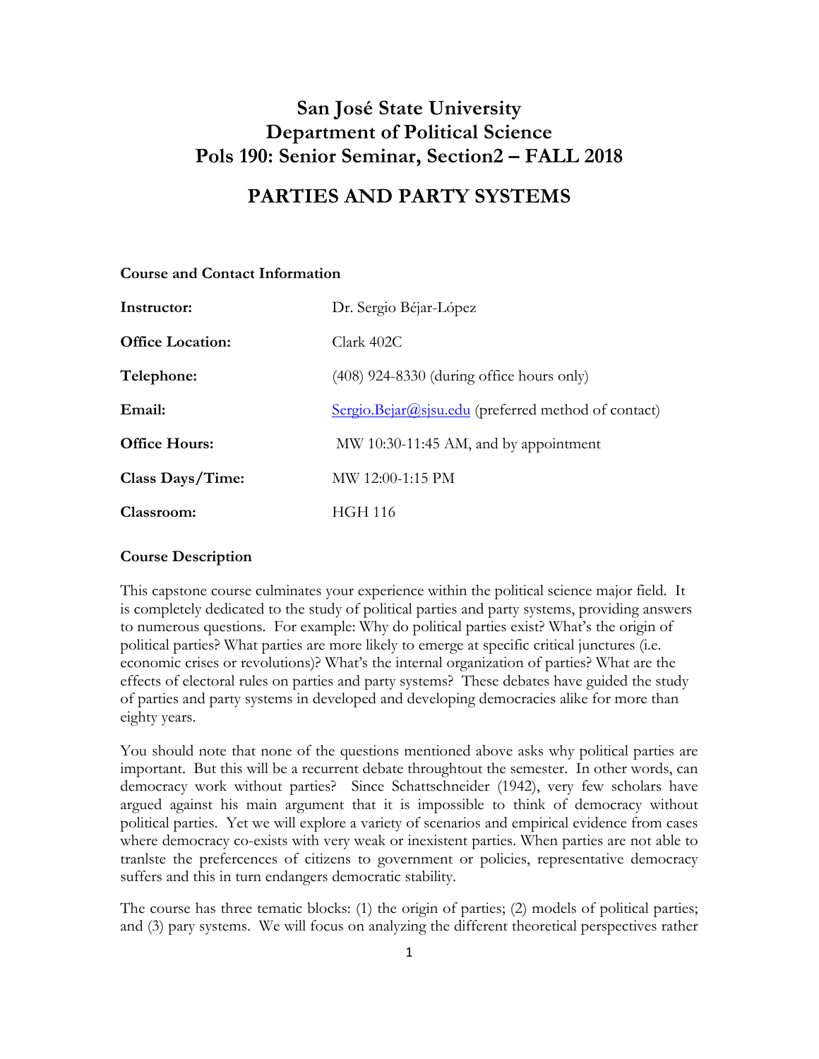# San José State University
# Department of Political Science
# Pols 190: Senior Seminar, Section2 – FALL 2018

## PARTIES AND PARTY SYSTEMS

### Course and Contact Information

| | |
|---|---|
| **Instructor:** | Dr. Sergio Béjar-López |
| **Office Location:** | Clark 402C |
| **Telephone:** | (408) 924-8330 (during office hours only) |
| **Email:** | Sergio.Bejar@sjsu.edu (preferred method of contact) |
| **Office Hours:** | MW 10:30-11:45 AM, and by appointment |
| **Class Days/Time:** | MW 12:00-1:15 PM |
| **Classroom:** | HGH 116 |

### Course Description

This capstone course culminates your experience within the political science major field. It is completely dedicated to the study of political parties and party systems, providing answers to numerous questions. For example: Why do political parties exist? What's the origin of political parties? What parties are more likely to emerge at specific critical junctures (i.e. economic crises or revolutions)? What's the internal organization of parties? What are the effects of electoral rules on parties and party systems? These debates have guided the study of parties and party systems in developed and developing democracies alike for more than eighty years.

You should note that none of the questions mentioned above asks why political parties are important. But this will be a recurrent debate throughtout the semester. In other words, can democracy work without parties? Since Schattschneider (1942), very few scholars have argued against his main argument that it is impossible to think of democracy without political parties. Yet we will explore a variety of scenarios and empirical evidence from cases where democracy co-exists with very weak or inexistent parties. When parties are not able to tranlste the prefercences of citizens to government or policies, representative democracy suffers and this in turn endangers democratic stability.

The course has three tematic blocks: (1) the origin of parties; (2) models of political parties; and (3) pary systems. We will focus on analyzing the different theoretical perspectives rather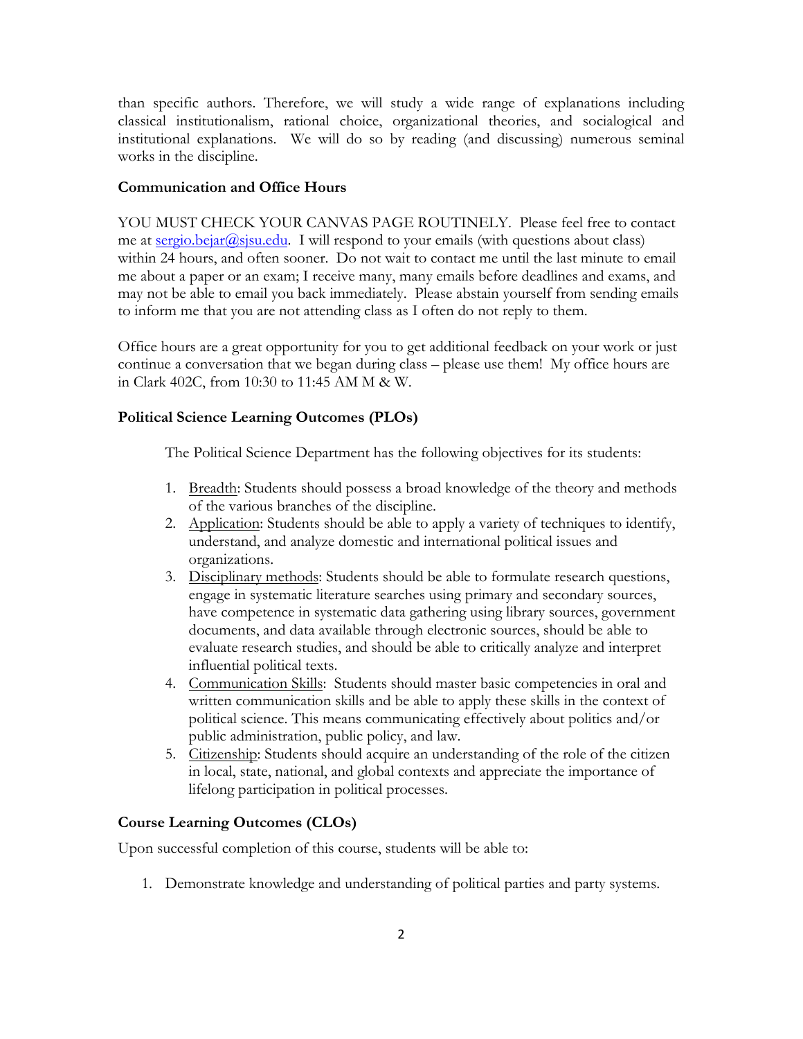than specific authors. Therefore, we will study a wide range of explanations including classical institutionalism, rational choice, organizational theories, and sociological and institutional explanations. We will do so by reading (and discussing) numerous seminal works in the discipline.

### Communication and Office Hours

YOU MUST CHECK YOUR CANVAS PAGE ROUTINELY. Please feel free to contact me at sergio.bejar@sjsu.edu. I will respond to your emails (with questions about class) within 24 hours, and often sooner. Do not wait to contact me until the last minute to email me about a paper or an exam; I receive many, many emails before deadlines and exams, and may not be able to email you back immediately. Please abstain yourself from sending emails to inform me that you are not attending class as I often do not reply to them.

Office hours are a great opportunity for you to get additional feedback on your work or just continue a conversation that we began during class – please use them! My office hours are in Clark 402C, from 10:30 to 11:45 AM M & W.

### Political Science Learning Outcomes (PLOs)

The Political Science Department has the following objectives for its students:

1. Breadth: Students should possess a broad knowledge of the theory and methods of the various branches of the discipline.
2. Application: Students should be able to apply a variety of techniques to identify, understand, and analyze domestic and international political issues and organizations.
3. Disciplinary methods: Students should be able to formulate research questions, engage in systematic literature searches using primary and secondary sources, have competence in systematic data gathering using library sources, government documents, and data available through electronic sources, should be able to evaluate research studies, and should be able to critically analyze and interpret influential political texts.
4. Communication Skills: Students should master basic competencies in oral and written communication skills and be able to apply these skills in the context of political science. This means communicating effectively about politics and/or public administration, public policy, and law.
5. Citizenship: Students should acquire an understanding of the role of the citizen in local, state, national, and global contexts and appreciate the importance of lifelong participation in political processes.

### Course Learning Outcomes (CLOs)

Upon successful completion of this course, students will be able to:

1. Demonstrate knowledge and understanding of political parties and party systems.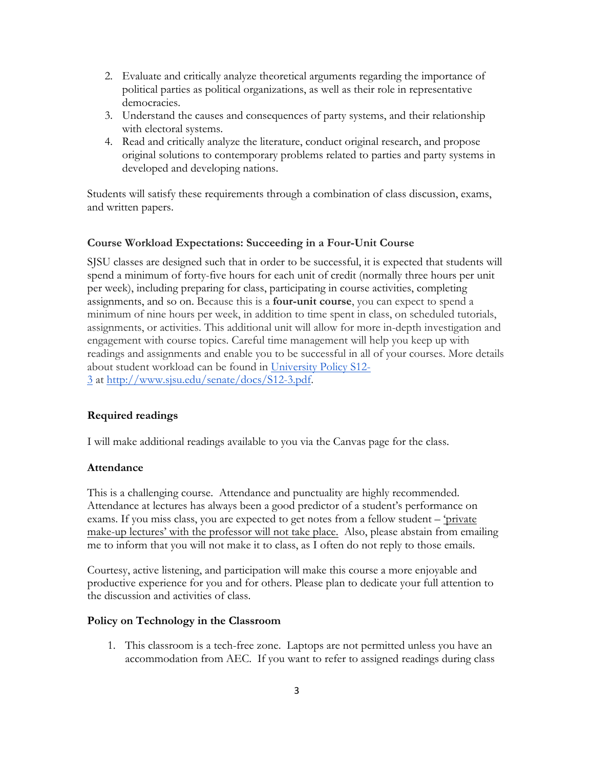2. Evaluate and critically analyze theoretical arguments regarding the importance of political parties as political organizations, as well as their role in representative democracies.
3. Understand the causes and consequences of party systems, and their relationship with electoral systems.
4. Read and critically analyze the literature, conduct original research, and propose original solutions to contemporary problems related to parties and party systems in developed and developing nations.

Students will satisfy these requirements through a combination of class discussion, exams, and written papers.

### Course Workload Expectations: Succeeding in a Four-Unit Course

SJSU classes are designed such that in order to be successful, it is expected that students will spend a minimum of forty-five hours for each unit of credit (normally three hours per unit per week), including preparing for class, participating in course activities, completing assignments, and so on. Because this is a **four-unit course**, you can expect to spend a minimum of nine hours per week, in addition to time spent in class, on scheduled tutorials, assignments, or activities. This additional unit will allow for more in-depth investigation and engagement with course topics. Careful time management will help you keep up with readings and assignments and enable you to be successful in all of your courses. More details about student workload can be found in [University Policy S12-3](http://www.sjsu.edu/senate/docs/S12-3.pdf) at http://www.sjsu.edu/senate/docs/S12-3.pdf.

### Required readings

I will make additional readings available to you via the Canvas page for the class.

### Attendance

This is a challenging course. Attendance and punctuality are highly recommended. Attendance at lectures has always been a good predictor of a student's performance on exams. If you miss class, you are expected to get notes from a fellow student – 'private make-up lectures' with the professor will not take place. Also, please abstain from emailing me to inform that you will not make it to class, as I often do not reply to those emails.

Courtesy, active listening, and participation will make this course a more enjoyable and productive experience for you and for others. Please plan to dedicate your full attention to the discussion and activities of class.

### Policy on Technology in the Classroom

1. This classroom is a tech-free zone. Laptops are not permitted unless you have an accommodation from AEC. If you want to refer to assigned readings during class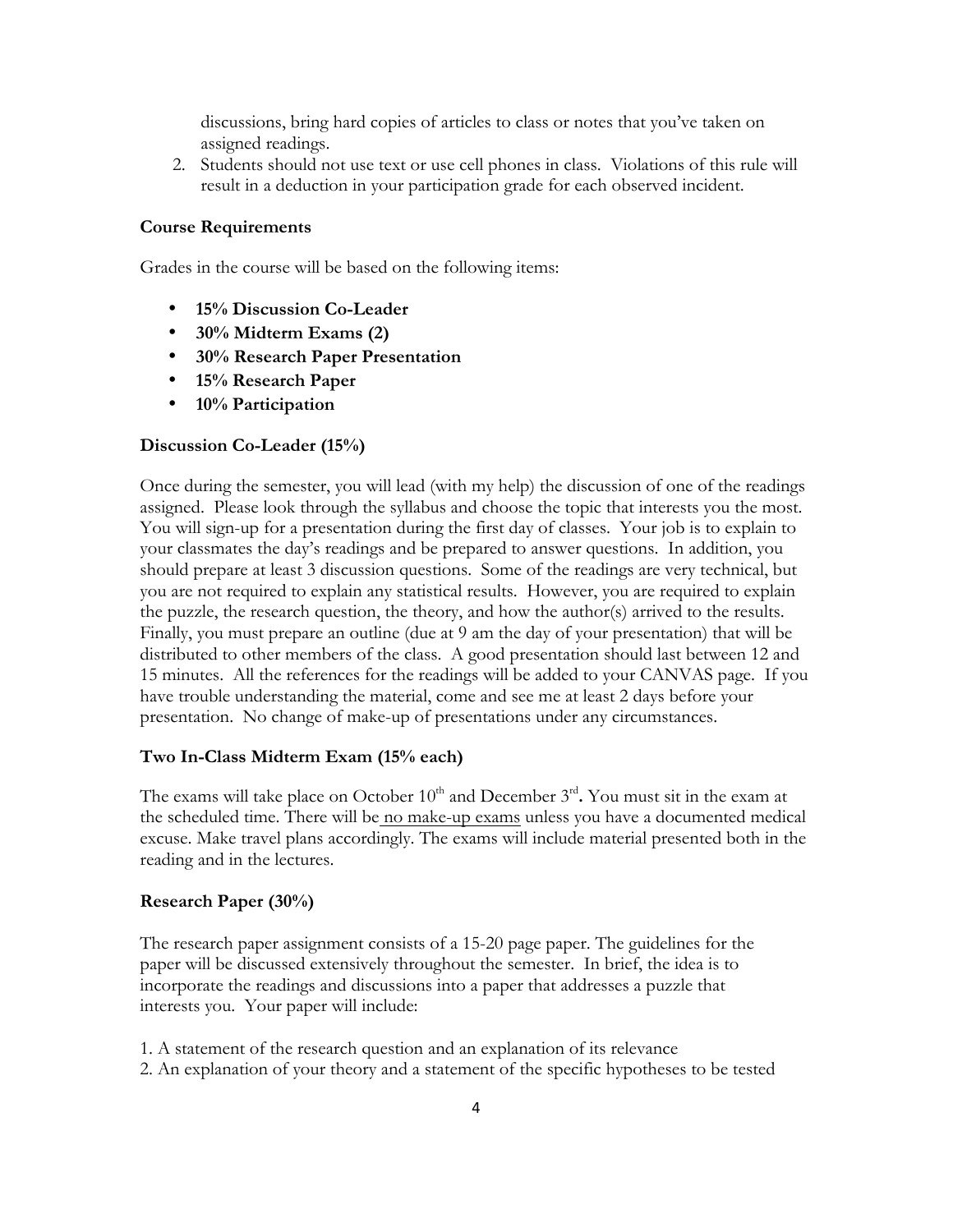discussions, bring hard copies of articles to class or notes that you've taken on assigned readings.

2. Students should not use text or use cell phones in class. Violations of this rule will result in a deduction in your participation grade for each observed incident.

**Course Requirements**

Grades in the course will be based on the following items:

- **15% Discussion Co-Leader**
- **30% Midterm Exams (2)**
- **30% Research Paper Presentation**
- **15% Research Paper**
- **10% Participation**

**Discussion Co-Leader (15%)**

Once during the semester, you will lead (with my help) the discussion of one of the readings assigned. Please look through the syllabus and choose the topic that interests you the most. You will sign-up for a presentation during the first day of classes. Your job is to explain to your classmates the day's readings and be prepared to answer questions. In addition, you should prepare at least 3 discussion questions. Some of the readings are very technical, but you are not required to explain any statistical results. However, you are required to explain the puzzle, the research question, the theory, and how the author(s) arrived to the results. Finally, you must prepare an outline (due at 9 am the day of your presentation) that will be distributed to other members of the class. A good presentation should last between 12 and 15 minutes. All the references for the readings will be added to your CANVAS page. If you have trouble understanding the material, come and see me at least 2 days before your presentation. No change of make-up of presentations under any circumstances.

**Two In-Class Midterm Exam (15% each)**

The exams will take place on October 10th and December 3rd**.** You must sit in the exam at the scheduled time. There will be no make-up exams unless you have a documented medical excuse. Make travel plans accordingly. The exams will include material presented both in the reading and in the lectures.

**Research Paper (30%)**

The research paper assignment consists of a 15-20 page paper. The guidelines for the paper will be discussed extensively throughout the semester. In brief, the idea is to incorporate the readings and discussions into a paper that addresses a puzzle that interests you. Your paper will include:

1. A statement of the research question and an explanation of its relevance
2. An explanation of your theory and a statement of the specific hypotheses to be tested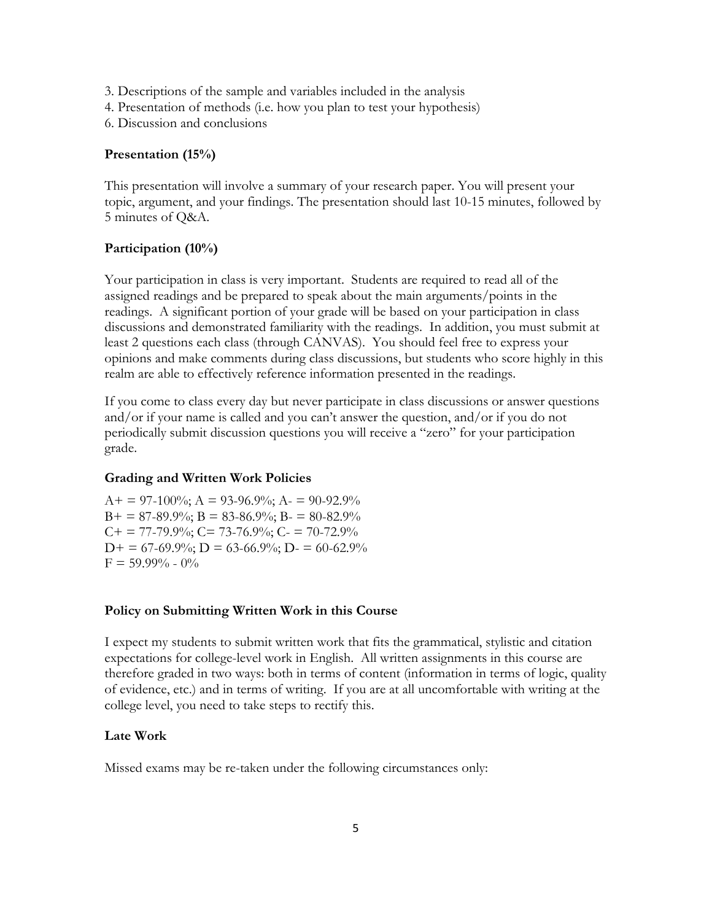3. Descriptions of the sample and variables included in the analysis
4. Presentation of methods (i.e. how you plan to test your hypothesis)
6. Discussion and conclusions

**Presentation (15%)**

This presentation will involve a summary of your research paper. You will present your topic, argument, and your findings. The presentation should last 10-15 minutes, followed by 5 minutes of Q&A.

**Participation (10%)**

Your participation in class is very important. Students are required to read all of the assigned readings and be prepared to speak about the main arguments/points in the readings. A significant portion of your grade will be based on your participation in class discussions and demonstrated familiarity with the readings. In addition, you must submit at least 2 questions each class (through CANVAS). You should feel free to express your opinions and make comments during class discussions, but students who score highly in this realm are able to effectively reference information presented in the readings.

If you come to class every day but never participate in class discussions or answer questions and/or if your name is called and you can't answer the question, and/or if you do not periodically submit discussion questions you will receive a "zero" for your participation grade.

**Grading and Written Work Policies**

A+ = 97-100%; A = 93-96.9%; A- = 90-92.9%
B+ = 87-89.9%; B = 83-86.9%; B- = 80-82.9%
C+ = 77-79.9%; C= 73-76.9%; C- = 70-72.9%
D+ = 67-69.9%; D = 63-66.9%; D- = 60-62.9%
F = 59.99% - 0%

**Policy on Submitting Written Work in this Course**

I expect my students to submit written work that fits the grammatical, stylistic and citation expectations for college-level work in English. All written assignments in this course are therefore graded in two ways: both in terms of content (information in terms of logic, quality of evidence, etc.) and in terms of writing. If you are at all uncomfortable with writing at the college level, you need to take steps to rectify this.

**Late Work**

Missed exams may be re-taken under the following circumstances only: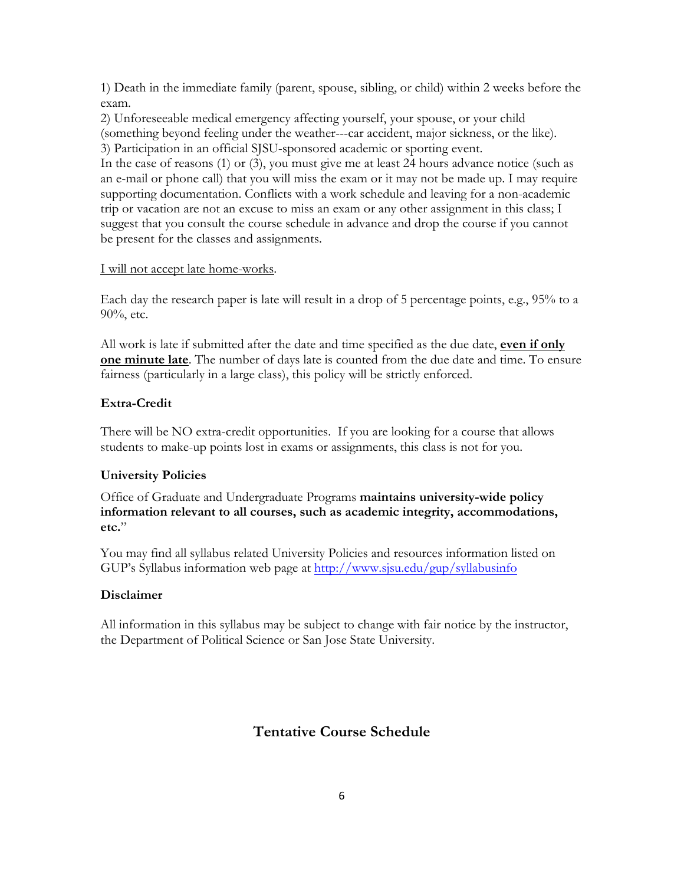1) Death in the immediate family (parent, spouse, sibling, or child) within 2 weeks before the exam.
2) Unforeseeable medical emergency affecting yourself, your spouse, or your child (something beyond feeling under the weather---car accident, major sickness, or the like).
3) Participation in an official SJSU-sponsored academic or sporting event.
In the case of reasons (1) or (3), you must give me at least 24 hours advance notice (such as an e-mail or phone call) that you will miss the exam or it may not be made up. I may require supporting documentation. Conflicts with a work schedule and leaving for a non-academic trip or vacation are not an excuse to miss an exam or any other assignment in this class; I suggest that you consult the course schedule in advance and drop the course if you cannot be present for the classes and assignments.

I will not accept late home-works.

Each day the research paper is late will result in a drop of 5 percentage points, e.g., 95% to a 90%, etc.

All work is late if submitted after the date and time specified as the due date, **even if only one minute late**. The number of days late is counted from the due date and time. To ensure fairness (particularly in a large class), this policy will be strictly enforced.

### Extra-Credit

There will be NO extra-credit opportunities. If you are looking for a course that allows students to make-up points lost in exams or assignments, this class is not for you.

### University Policies

Office of Graduate and Undergraduate Programs **maintains university-wide policy information relevant to all courses, such as academic integrity, accommodations, etc.**"

You may find all syllabus related University Policies and resources information listed on GUP's Syllabus information web page at http://www.sjsu.edu/gup/syllabusinfo

### Disclaimer

All information in this syllabus may be subject to change with fair notice by the instructor, the Department of Political Science or San Jose State University.

## Tentative Course Schedule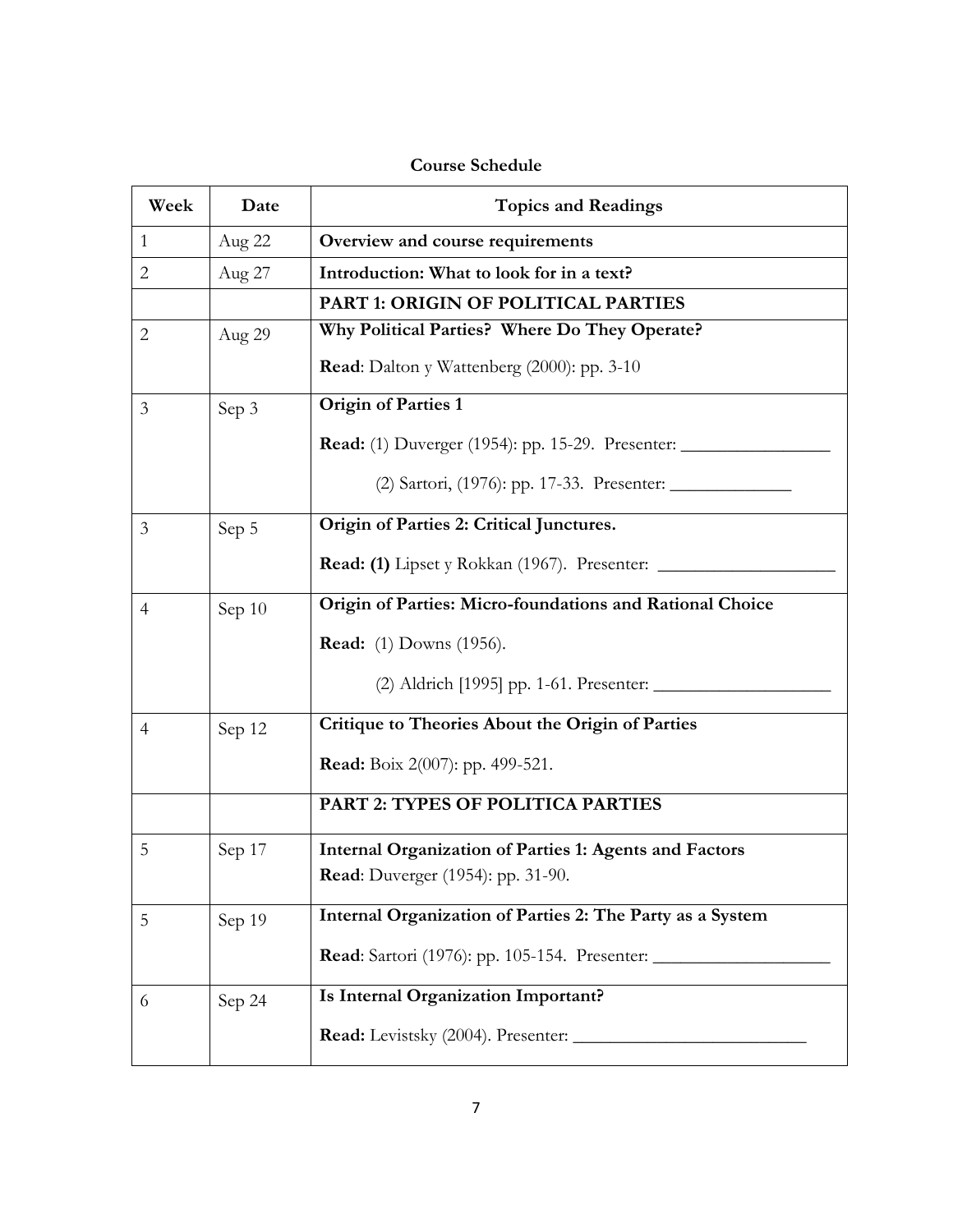**Course Schedule**

| Week | Date | Topics and Readings |
|---|---|---|
| 1 | Aug 22 | **Overview and course requirements** |
| 2 | Aug 27 | **Introduction: What to look for in a text?** |
| | | **PART 1: ORIGIN OF POLITICAL PARTIES** |
| 2 | Aug 29 | **Why Political Parties? Where Do They Operate?**<br>**Read**: Dalton y Wattenberg (2000): pp. 3-10 |
| 3 | Sep 3 | **Origin of Parties 1**<br>**Read:** (1) Duverger (1954): pp. 15-29. Presenter: ________________<br>(2) Sartori, (1976): pp. 17-33. Presenter: _____________ |
| 3 | Sep 5 | **Origin of Parties 2: Critical Junctures.**<br>**Read: (1)** Lipset y Rokkan (1967). Presenter: ___________________ |
| 4 | Sep 10 | **Origin of Parties: Micro-foundations and Rational Choice**<br>**Read:** (1) Downs (1956).<br>(2) Aldrich [1995] pp. 1-61. Presenter: ___________________ |
| 4 | Sep 12 | **Critique to Theories About the Origin of Parties**<br>**Read:** Boix 2(007): pp. 499-521. |
| | | **PART 2: TYPES OF POLITICA PARTIES** |
| 5 | Sep 17 | **Internal Organization of Parties 1: Agents and Factors**<br>**Read**: Duverger (1954): pp. 31-90. |
| 5 | Sep 19 | **Internal Organization of Parties 2: The Party as a System**<br>**Read**: Sartori (1976): pp. 105-154. Presenter: ___________________ |
| 6 | Sep 24 | **Is Internal Organization Important?**<br>**Read:** Levistsky (2004). Presenter: _________________________ |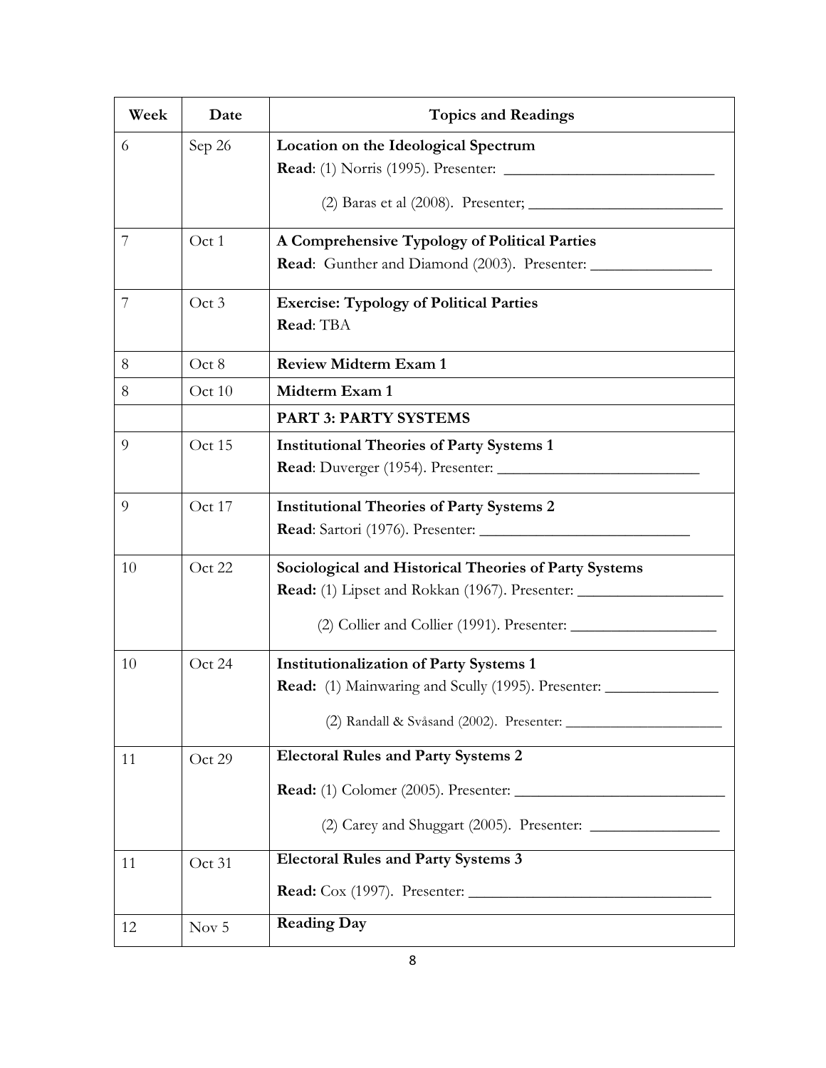| Week | Date | Topics and Readings |
|---|---|---|
| 6 | Sep 26 | **Location on the Ideological Spectrum**<br>**Read**: (1) Norris (1995). Presenter: ___________________________<br>(2) Baras et al (2008). Presenter; _________________________ |
| 7 | Oct 1 | **A Comprehensive Typology of Political Parties**<br>**Read**: Gunther and Diamond (2003). Presenter: _______________ |
| 7 | Oct 3 | **Exercise: Typology of Political Parties**<br>**Read**: TBA |
| 8 | Oct 8 | **Review Midterm Exam 1** |
| 8 | Oct 10 | **Midterm Exam 1** |
| | | **PART 3: PARTY SYSTEMS** |
| 9 | Oct 15 | **Institutional Theories of Party Systems 1**<br>**Read**: Duverger (1954). Presenter: __________________________ |
| 9 | Oct 17 | **Institutional Theories of Party Systems 2**<br>**Read**: Sartori (1976). Presenter: ___________________________ |
| 10 | Oct 22 | **Sociological and Historical Theories of Party Systems**<br>**Read:** (1) Lipset and Rokkan (1967). Presenter: __________________<br>(2) Collier and Collier (1991). Presenter: __________________ |
| 10 | Oct 24 | **Institutionalization of Party Systems 1**<br>**Read:** (1) Mainwaring and Scully (1995). Presenter: ______________<br>(2) Randall & Svåsand (2002). Presenter: _____________________ |
| 11 | Oct 29 | **Electoral Rules and Party Systems 2**<br>**Read:** (1) Colomer (2005). Presenter: ___________________________<br>(2) Carey and Shuggart (2005). Presenter: ________________ |
| 11 | Oct 31 | **Electoral Rules and Party Systems 3**<br>**Read:** Cox (1997). Presenter: _______________________________ |
| 12 | Nov 5 | **Reading Day** |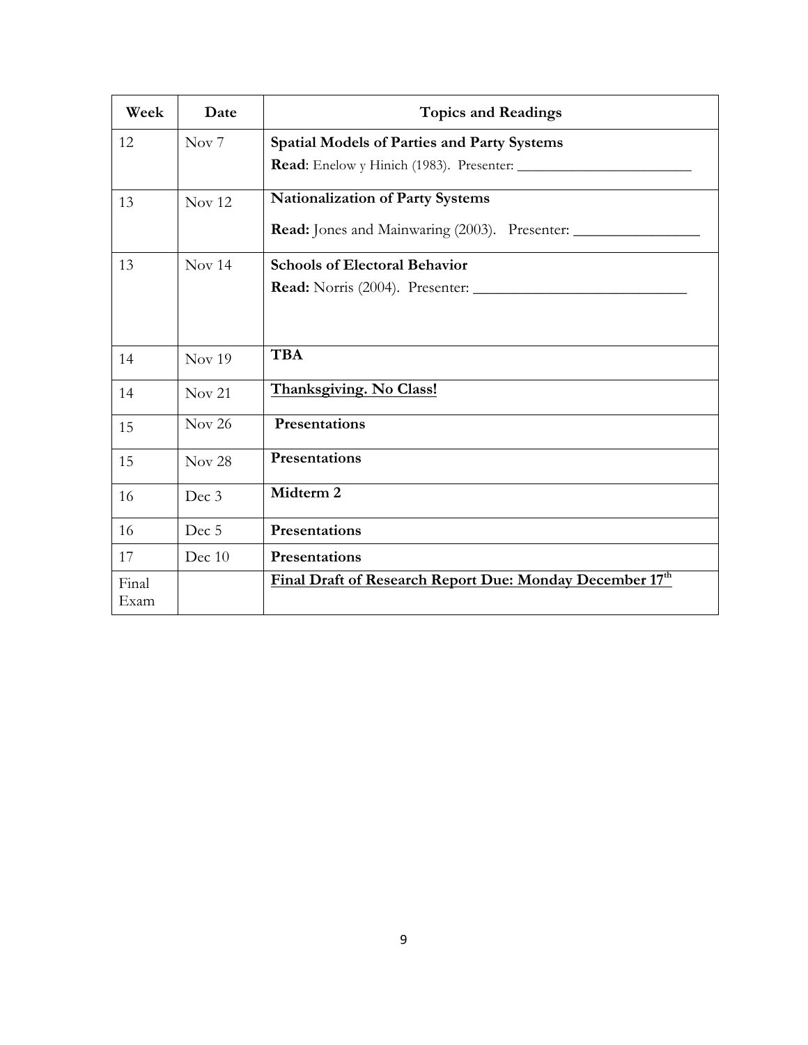| Week | Date | Topics and Readings |
|---|---|---|
| 12 | Nov 7 | **Spatial Models of Parties and Party Systems**<br>**Read**: Enelow y Hinich (1983). Presenter: ________________________ |
| 13 | Nov 12 | **Nationalization of Party Systems**<br>**Read:** Jones and Mainwaring (2003). Presenter: ________________ |
| 13 | Nov 14 | **Schools of Electoral Behavior**<br>**Read:** Norris (2004). Presenter: ___________________________ |
| 14 | Nov 19 | **TBA** |
| 14 | Nov 21 | **Thanksgiving. No Class!** |
| 15 | Nov 26 | **Presentations** |
| 15 | Nov 28 | **Presentations** |
| 16 | Dec 3 | **Midterm 2** |
| 16 | Dec 5 | **Presentations** |
| 17 | Dec 10 | **Presentations** |
| Final Exam | | **Final Draft of Research Report Due: Monday December 17th** |